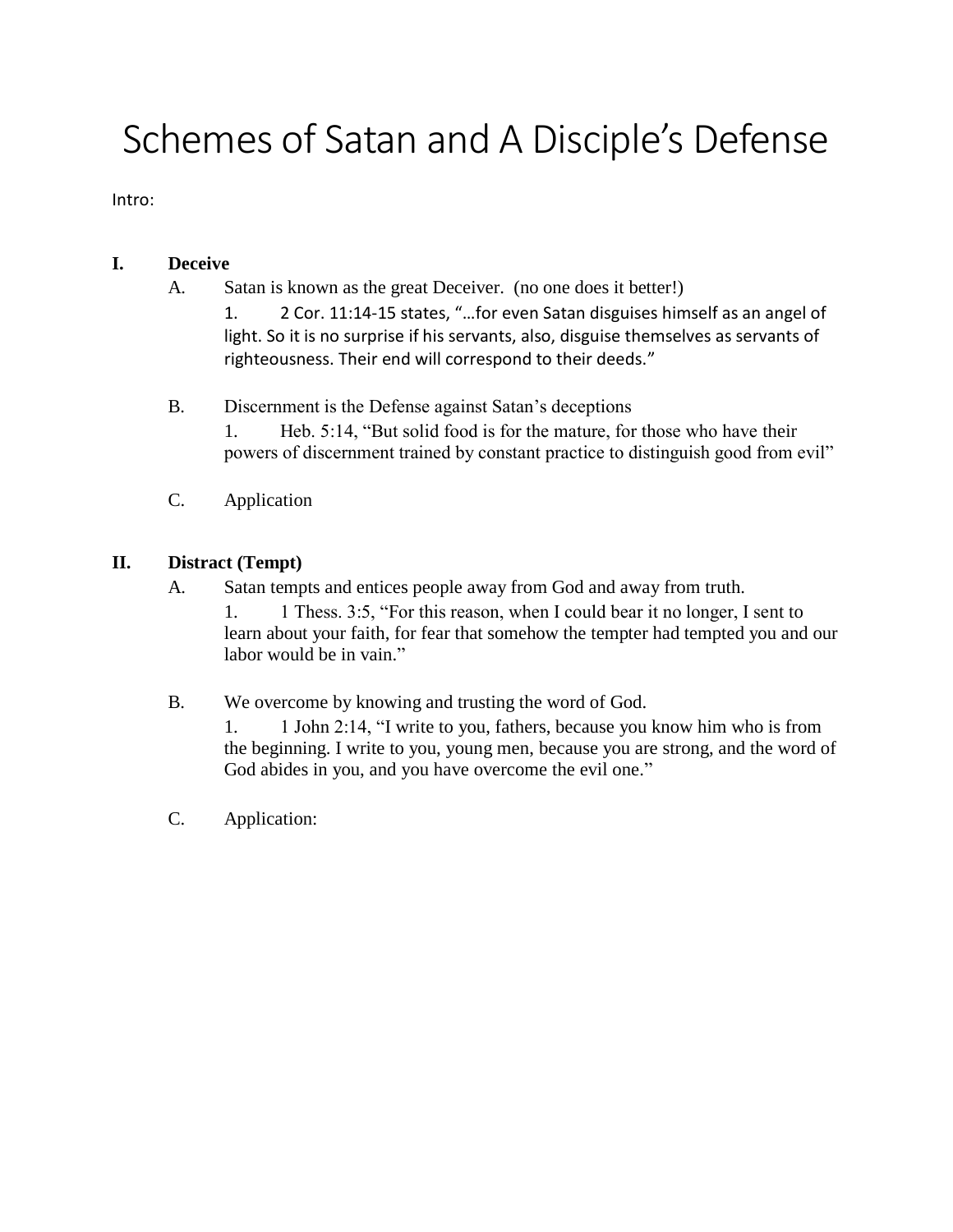# Schemes of Satan and A Disciple's Defense

Intro:

## I. Deceive

A. Satan is known as the great Deceiver. (no one does it better!)

1. 2 Cor. 11:14-15 states, "…for even Satan disguises himself as an angel of light. So it is no surprise if his servants, also, disguise themselves as servants of righteousness. Their end will correspond to their deeds."

B. Discernment is the Defense against Satan's deceptions

1. Heb. 5:14, "But solid food is for the mature, for those who have their powers of discernment trained by constant practice to distinguish good from evil"

C. Application

## II. Distract (Tempt)

A. Satan tempts and entices people away from God and away from truth.

1. 1 Thess. 3:5, "For this reason, when I could bear it no longer, I sent to learn about your faith, for fear that somehow the tempter had tempted you and our labor would be in vain."

B. We overcome by knowing and trusting the word of God.

1. 1 John 2:14, "I write to you, fathers, because you know him who is from the beginning. I write to you, young men, because you are strong, and the word of God abides in you, and you have overcome the evil one."

C. Application: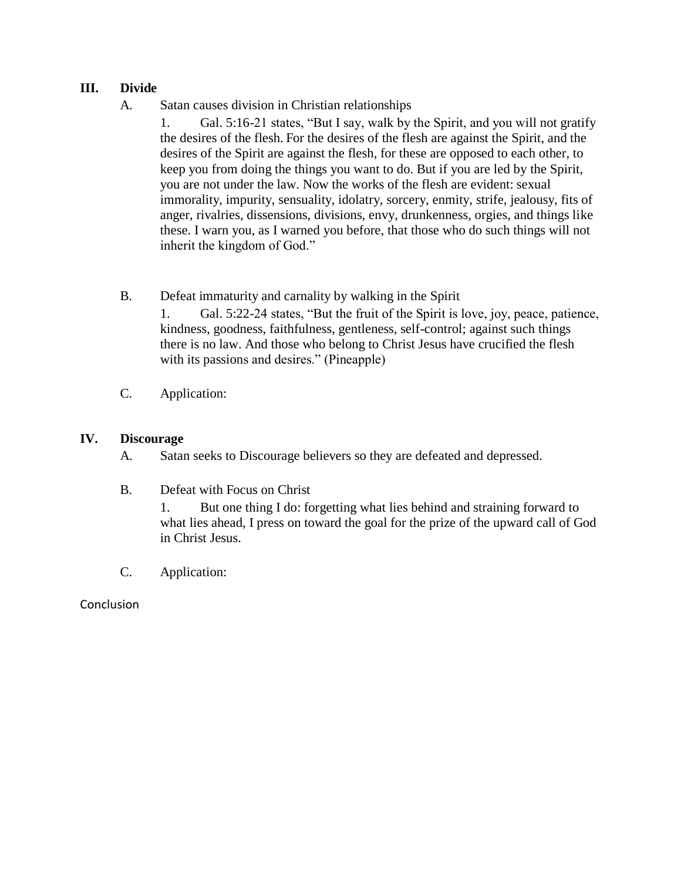## III. Divide

A. Satan causes division in Christian relationships

1. Gal. 5:16-21 states, “But I say, walk by the Spirit, and you will not gratify the desires of the flesh. For the desires of the flesh are against the Spirit, and the desires of the Spirit are against the flesh, for these are opposed to each other, to keep you from doing the things you want to do. But if you are led by the Spirit, you are not under the law. Now the works of the flesh are evident: sexual immorality, impurity, sensuality, idolatry, sorcery, enmity, strife, jealousy, fits of anger, rivalries, dissensions, divisions, envy, drunkenness, orgies, and things like these. I warn you, as I warned you before, that those who do such things will not inherit the kingdom of God.”

B. Defeat immaturity and carnality by walking in the Spirit

1. Gal. 5:22-24 states, “But the fruit of the Spirit is love, joy, peace, patience, kindness, goodness, faithfulness, gentleness, self-control; against such things there is no law. And those who belong to Christ Jesus have crucified the flesh with its passions and desires.” (Pineapple)

C. Application:

## IV. Discourage

A. Satan seeks to Discourage believers so they are defeated and depressed.

B. Defeat with Focus on Christ

1. But one thing I do: forgetting what lies behind and straining forward to what lies ahead, I press on toward the goal for the prize of the upward call of God in Christ Jesus.

C. Application:

Conclusion